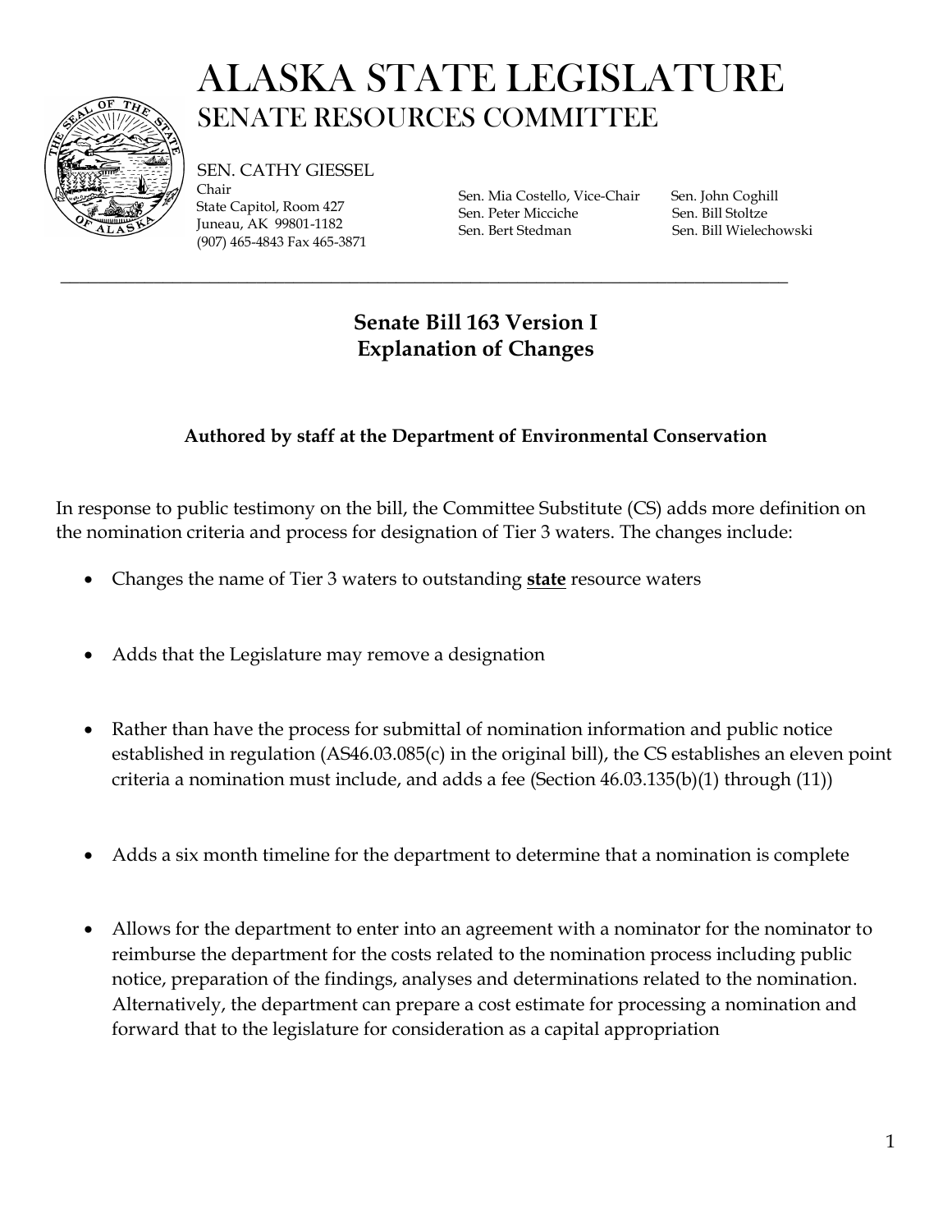# ALASKA STATE LEGISLATURE
## SENATE RESOURCES COMMITTEE

SEN. CATHY GIESSEL
Chair
State Capitol, Room 427
Juneau, AK 99801-1182
(907) 465-4843 Fax 465-3871

Sen. Mia Costello, Vice-Chair
Sen. Peter Micciche
Sen. Bert Stedman
Sen. John Coghill
Sen. Bill Stoltze
Sen. Bill Wielechowski

---

### Senate Bill 163 Version I
### Explanation of Changes

**Authored by staff at the Department of Environmental Conservation**

In response to public testimony on the bill, the Committee Substitute (CS) adds more definition on the nomination criteria and process for designation of Tier 3 waters. The changes include:

- Changes the name of Tier 3 waters to outstanding **state** resource waters
- Adds that the Legislature may remove a designation
- Rather than have the process for submittal of nomination information and public notice established in regulation (AS46.03.085(c) in the original bill), the CS establishes an eleven point criteria a nomination must include, and adds a fee (Section 46.03.135(b)(1) through (11))
- Adds a six month timeline for the department to determine that a nomination is complete
- Allows for the department to enter into an agreement with a nominator for the nominator to reimburse the department for the costs related to the nomination process including public notice, preparation of the findings, analyses and determinations related to the nomination. Alternatively, the department can prepare a cost estimate for processing a nomination and forward that to the legislature for consideration as a capital appropriation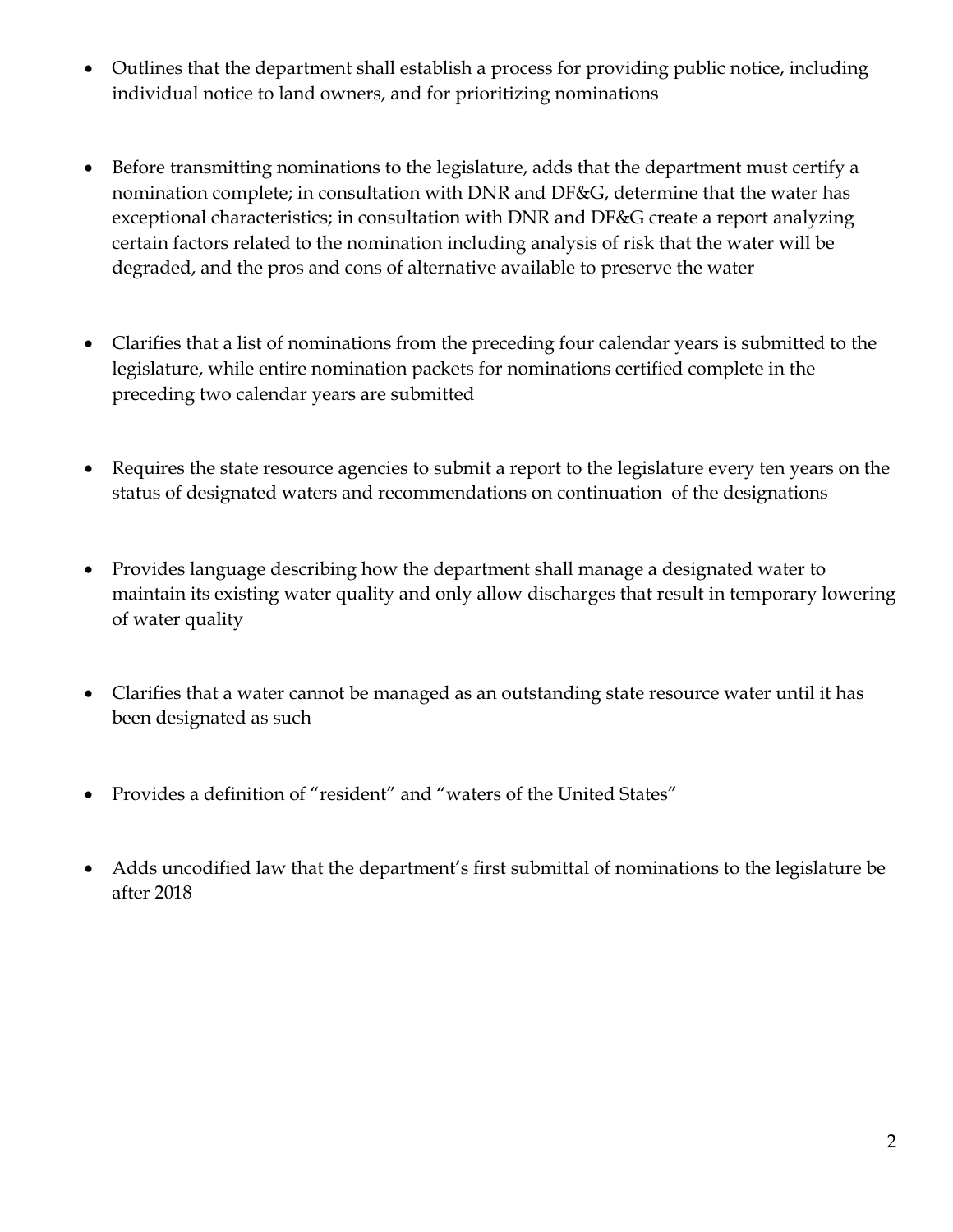- Outlines that the department shall establish a process for providing public notice, including individual notice to land owners, and for prioritizing nominations

- Before transmitting nominations to the legislature, adds that the department must certify a nomination complete; in consultation with DNR and DF&G, determine that the water has exceptional characteristics; in consultation with DNR and DF&G create a report analyzing certain factors related to the nomination including analysis of risk that the water will be degraded, and the pros and cons of alternative available to preserve the water

- Clarifies that a list of nominations from the preceding four calendar years is submitted to the legislature, while entire nomination packets for nominations certified complete in the preceding two calendar years are submitted

- Requires the state resource agencies to submit a report to the legislature every ten years on the status of designated waters and recommendations on continuation of the designations

- Provides language describing how the department shall manage a designated water to maintain its existing water quality and only allow discharges that result in temporary lowering of water quality

- Clarifies that a water cannot be managed as an outstanding state resource water until it has been designated as such

- Provides a definition of "resident" and "waters of the United States"

- Adds uncodified law that the department's first submittal of nominations to the legislature be after 2018